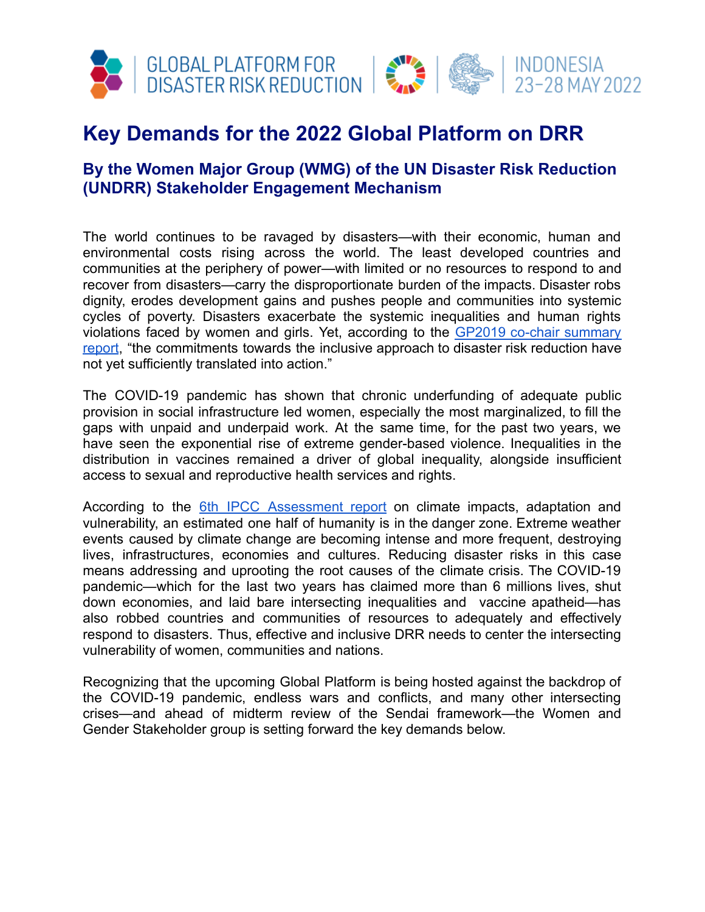GLOBAL PLATFORM FOR DISASTER RISK REDUCTION | INDONESIA 23-28 MAY 2022

# Key Demands for the 2022 Global Platform on DRR

## By the Women Major Group (WMG) of the UN Disaster Risk Reduction (UNDRR) Stakeholder Engagement Mechanism

The world continues to be ravaged by disasters—with their economic, human and environmental costs rising across the world. The least developed countries and communities at the periphery of power—with limited or no resources to respond to and recover from disasters—carry the disproportionate burden of the impacts. Disaster robs dignity, erodes development gains and pushes people and communities into systemic cycles of poverty. Disasters exacerbate the systemic inequalities and human rights violations faced by women and girls. Yet, according to the [GP2019 co-chair summary report](), "the commitments towards the inclusive approach to disaster risk reduction have not yet sufficiently translated into action."

The COVID-19 pandemic has shown that chronic underfunding of adequate public provision in social infrastructure led women, especially the most marginalized, to fill the gaps with unpaid and underpaid work. At the same time, for the past two years, we have seen the exponential rise of extreme gender-based violence. Inequalities in the distribution in vaccines remained a driver of global inequality, alongside insufficient access to sexual and reproductive health services and rights.

According to the [6th IPCC Assessment report]() on climate impacts, adaptation and vulnerability, an estimated one half of humanity is in the danger zone. Extreme weather events caused by climate change are becoming intense and more frequent, destroying lives, infrastructures, economies and cultures. Reducing disaster risks in this case means addressing and uprooting the root causes of the climate crisis. The COVID-19 pandemic—which for the last two years has claimed more than 6 millions lives, shut down economies, and laid bare intersecting inequalities and vaccine apatheid—has also robbed countries and communities of resources to adequately and effectively respond to disasters. Thus, effective and inclusive DRR needs to center the intersecting vulnerability of women, communities and nations.

Recognizing that the upcoming Global Platform is being hosted against the backdrop of the COVID-19 pandemic, endless wars and conflicts, and many other intersecting crises—and ahead of midterm review of the Sendai framework—the Women and Gender Stakeholder group is setting forward the key demands below.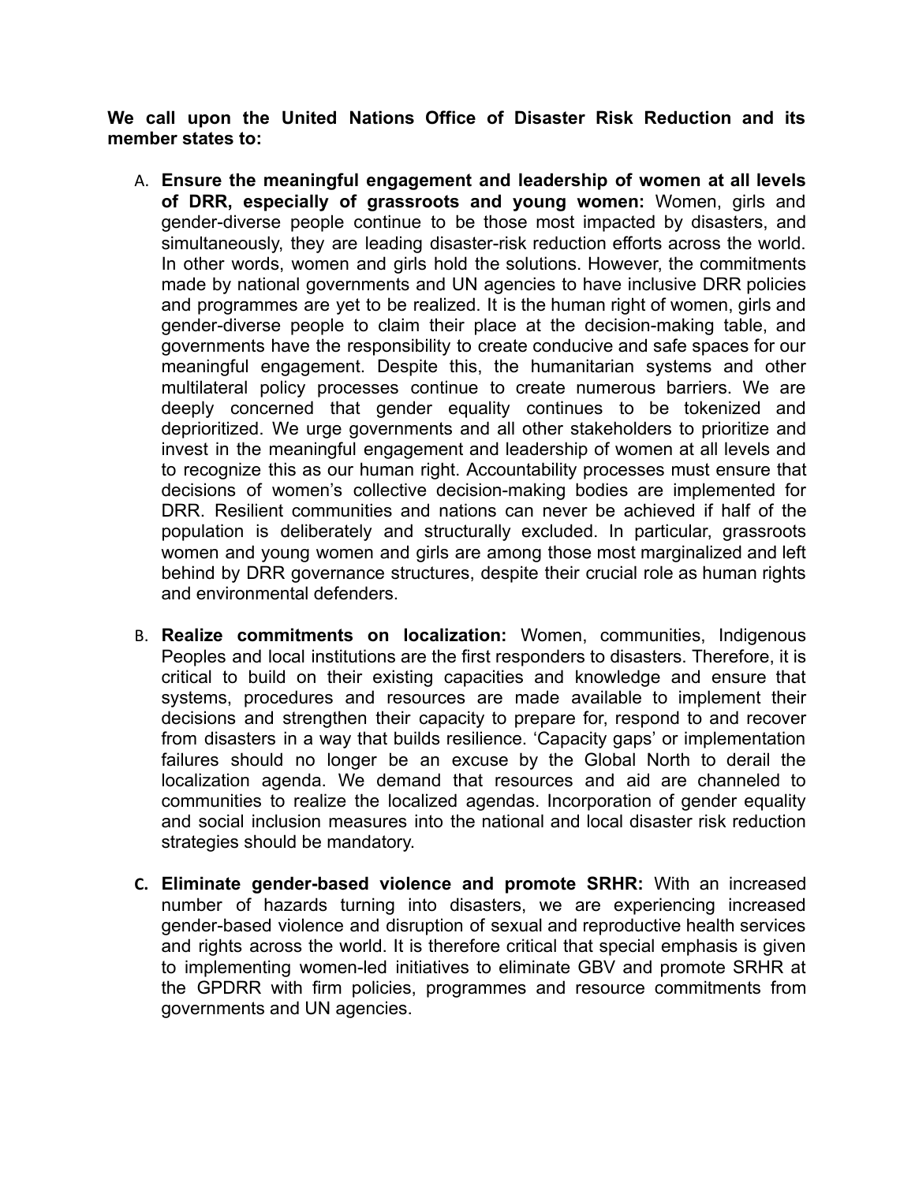**We call upon the United Nations Office of Disaster Risk Reduction and its member states to:**

A. **Ensure the meaningful engagement and leadership of women at all levels of DRR, especially of grassroots and young women:** Women, girls and gender-diverse people continue to be those most impacted by disasters, and simultaneously, they are leading disaster-risk reduction efforts across the world. In other words, women and girls hold the solutions. However, the commitments made by national governments and UN agencies to have inclusive DRR policies and programmes are yet to be realized. It is the human right of women, girls and gender-diverse people to claim their place at the decision-making table, and governments have the responsibility to create conducive and safe spaces for our meaningful engagement. Despite this, the humanitarian systems and other multilateral policy processes continue to create numerous barriers. We are deeply concerned that gender equality continues to be tokenized and deprioritized. We urge governments and all other stakeholders to prioritize and invest in the meaningful engagement and leadership of women at all levels and to recognize this as our human right. Accountability processes must ensure that decisions of women's collective decision-making bodies are implemented for DRR. Resilient communities and nations can never be achieved if half of the population is deliberately and structurally excluded. In particular, grassroots women and young women and girls are among those most marginalized and left behind by DRR governance structures, despite their crucial role as human rights and environmental defenders.

B. **Realize commitments on localization:** Women, communities, Indigenous Peoples and local institutions are the first responders to disasters. Therefore, it is critical to build on their existing capacities and knowledge and ensure that systems, procedures and resources are made available to implement their decisions and strengthen their capacity to prepare for, respond to and recover from disasters in a way that builds resilience. 'Capacity gaps' or implementation failures should no longer be an excuse by the Global North to derail the localization agenda. We demand that resources and aid are channeled to communities to realize the localized agendas. Incorporation of gender equality and social inclusion measures into the national and local disaster risk reduction strategies should be mandatory.

C. **Eliminate gender-based violence and promote SRHR:** With an increased number of hazards turning into disasters, we are experiencing increased gender-based violence and disruption of sexual and reproductive health services and rights across the world. It is therefore critical that special emphasis is given to implementing women-led initiatives to eliminate GBV and promote SRHR at the GPDRR with firm policies, programmes and resource commitments from governments and UN agencies.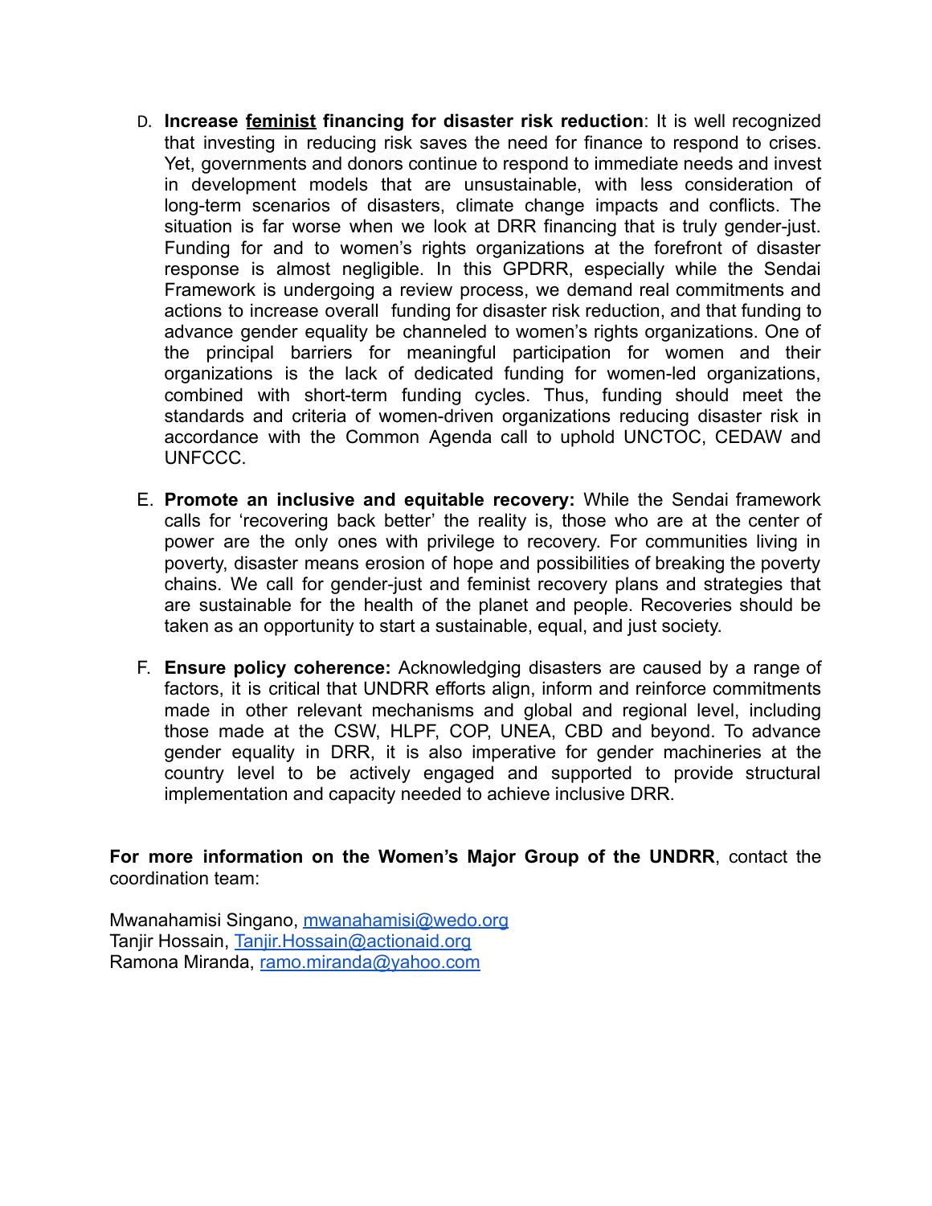D. **Increase <u>feminist</u> financing for disaster risk reduction**: It is well recognized that investing in reducing risk saves the need for finance to respond to crises. Yet, governments and donors continue to respond to immediate needs and invest in development models that are unsustainable, with less consideration of long-term scenarios of disasters, climate change impacts and conflicts. The situation is far worse when we look at DRR financing that is truly gender-just. Funding for and to women's rights organizations at the forefront of disaster response is almost negligible. In this GPDRR, especially while the Sendai Framework is undergoing a review process, we demand real commitments and actions to increase overall funding for disaster risk reduction, and that funding to advance gender equality be channeled to women's rights organizations. One of the principal barriers for meaningful participation for women and their organizations is the lack of dedicated funding for women-led organizations, combined with short-term funding cycles. Thus, funding should meet the standards and criteria of women-driven organizations reducing disaster risk in accordance with the Common Agenda call to uphold UNCTOC, CEDAW and UNFCCC.

E. **Promote an inclusive and equitable recovery:** While the Sendai framework calls for 'recovering back better' the reality is, those who are at the center of power are the only ones with privilege to recovery. For communities living in poverty, disaster means erosion of hope and possibilities of breaking the poverty chains. We call for gender-just and feminist recovery plans and strategies that are sustainable for the health of the planet and people. Recoveries should be taken as an opportunity to start a sustainable, equal, and just society.

F. **Ensure policy coherence:** Acknowledging disasters are caused by a range of factors, it is critical that UNDRR efforts align, inform and reinforce commitments made in other relevant mechanisms and global and regional level, including those made at the CSW, HLPF, COP, UNEA, CBD and beyond. To advance gender equality in DRR, it is also imperative for gender machineries at the country level to be actively engaged and supported to provide structural implementation and capacity needed to achieve inclusive DRR.

**For more information on the Women's Major Group of the UNDRR**, contact the coordination team:

Mwanahamisi Singano, [mwanahamisi@wedo.org](mailto:mwanahamisi@wedo.org)
Tanjir Hossain, [Tanjir.Hossain@actionaid.org](mailto:Tanjir.Hossain@actionaid.org)
Ramona Miranda, [ramo.miranda@yahoo.com](mailto:ramo.miranda@yahoo.com)